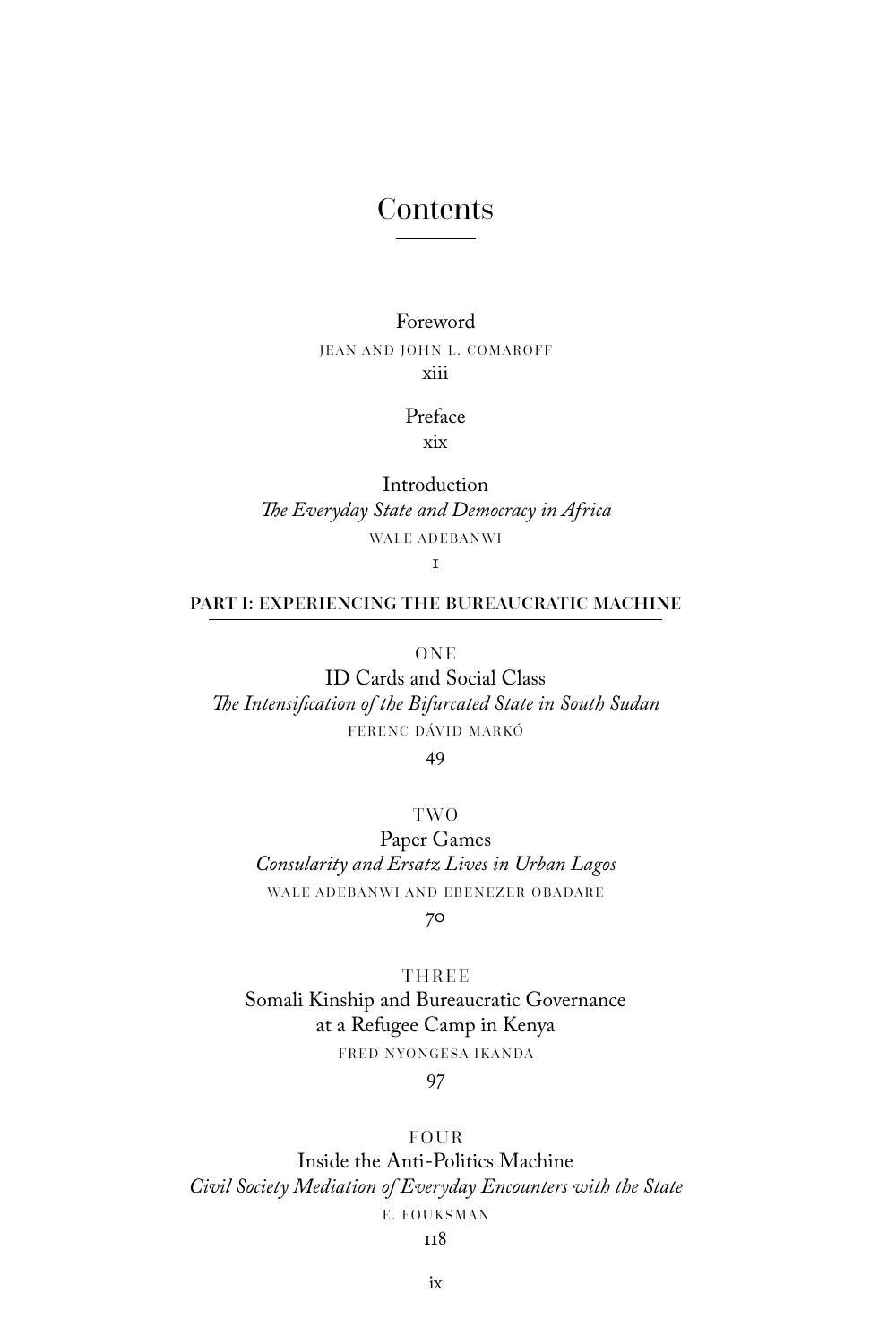# Contents

Foreword
JEAN AND JOHN L. COMAROFF
xiii

Preface
xix

Introduction
*The Everyday State and Democracy in Africa*
WALE ADEBANWI
1

## PART I: EXPERIENCING THE BUREAUCRATIC MACHINE

ONE
ID Cards and Social Class
*The Intensification of the Bifurcated State in South Sudan*
FERENC DÁVID MARKÓ
49

TWO
Paper Games
*Consularity and Ersatz Lives in Urban Lagos*
WALE ADEBANWI AND EBENEZER OBADARE
70

THREE
Somali Kinship and Bureaucratic Governance at a Refugee Camp in Kenya
FRED NYONGESA IKANDA
97

FOUR
Inside the Anti-Politics Machine
*Civil Society Mediation of Everyday Encounters with the State*
E. FOUKSMAN
118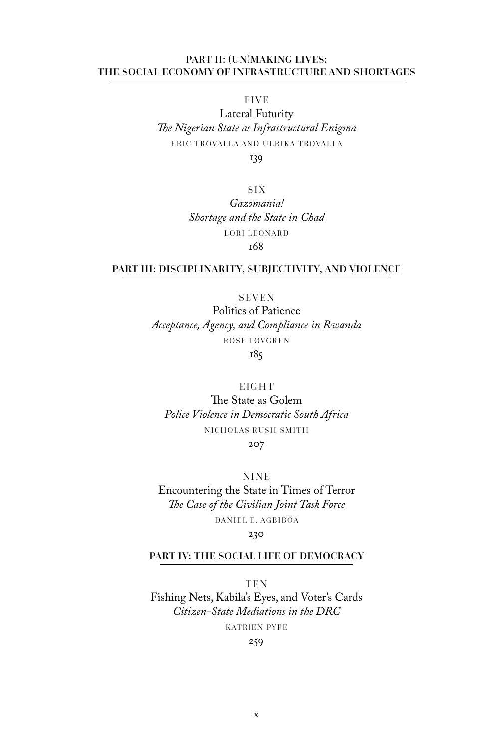## PART II: (UN)MAKING LIVES: THE SOCIAL ECONOMY OF INFRASTRUCTURE AND SHORTAGES

FIVE

Lateral Futurity

*The Nigerian State as Infrastructural Enigma*

ERIC TROVALLA AND ULRIKA TROVALLA

139

SIX

*Gazomania!*

*Shortage and the State in Chad*

LORI LEONARD

168

## PART III: DISCIPLINARITY, SUBJECTIVITY, AND VIOLENCE

SEVEN

Politics of Patience

*Acceptance, Agency, and Compliance in Rwanda*

ROSE LØVGREN

185

EIGHT

The State as Golem

*Police Violence in Democratic South Africa*

NICHOLAS RUSH SMITH

207

NINE

Encountering the State in Times of Terror

*The Case of the Civilian Joint Task Force*

DANIEL E. AGBIBOA

230

## PART IV: THE SOCIAL LIFE OF DEMOCRACY

TEN

Fishing Nets, Kabila's Eyes, and Voter's Cards

*Citizen-State Mediations in the DRC*

KATRIEN PYPE

259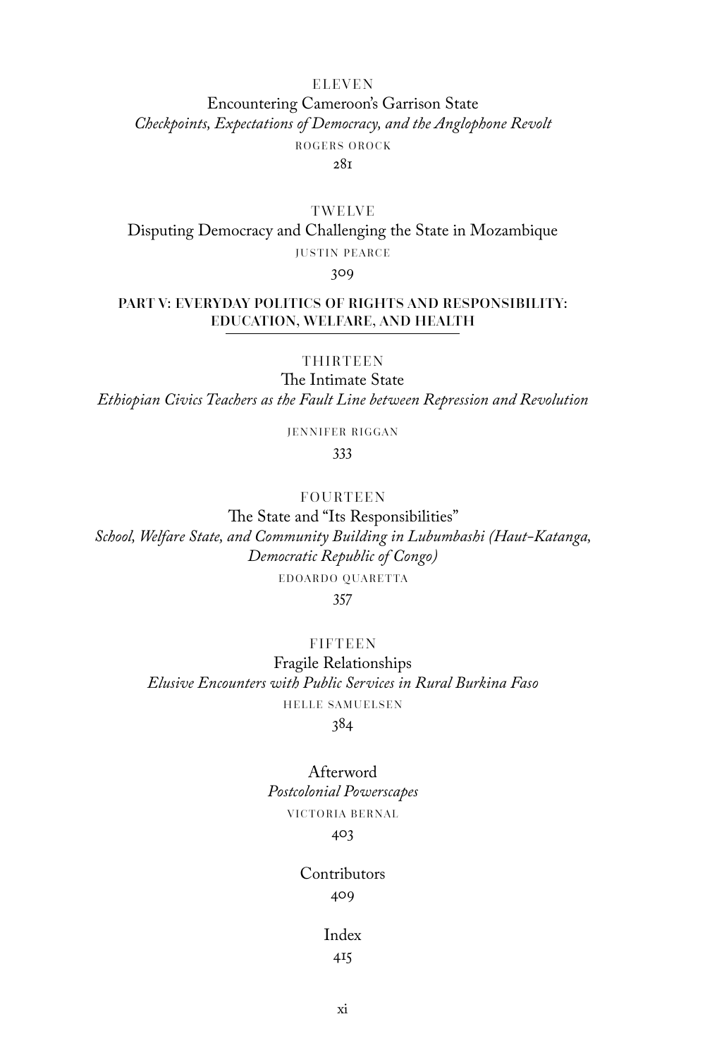ELEVEN

Encountering Cameroon's Garrison State

*Checkpoints, Expectations of Democracy, and the Anglophone Revolt*

ROGERS OROCK

281

TWELVE

Disputing Democracy and Challenging the State in Mozambique

JUSTIN PEARCE

309

**PART V: EVERYDAY POLITICS OF RIGHTS AND RESPONSIBILITY: EDUCATION, WELFARE, AND HEALTH**

THIRTEEN

The Intimate State

*Ethiopian Civics Teachers as the Fault Line between Repression and Revolution*

JENNIFER RIGGAN

333

FOURTEEN

The State and "Its Responsibilities"

*School, Welfare State, and Community Building in Lubumbashi (Haut-Katanga, Democratic Republic of Congo)*

EDOARDO QUARETTA

357

FIFTEEN

Fragile Relationships

*Elusive Encounters with Public Services in Rural Burkina Faso*

HELLE SAMUELSEN

384

Afterword

*Postcolonial Powerscapes*

VICTORIA BERNAL

403

Contributors

409

Index

415